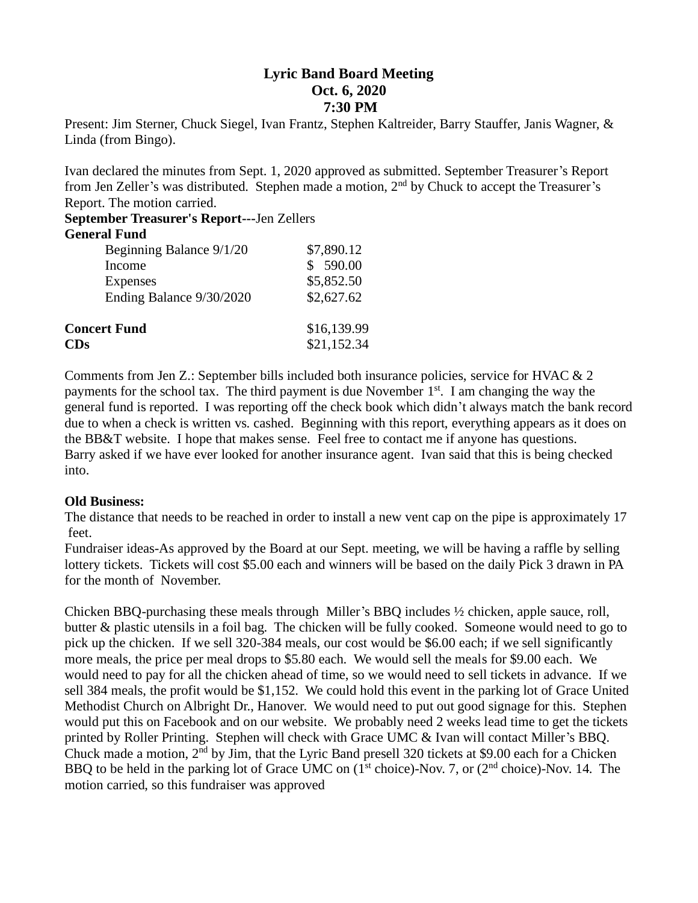# Lyric Band Board Meeting
## Oct. 6, 2020
## 7:30 PM

Present: Jim Sterner, Chuck Siegel, Ivan Frantz, Stephen Kaltreider, Barry Stauffer, Janis Wagner, & Linda (from Bingo).

Ivan declared the minutes from Sept. 1, 2020 approved as submitted. September Treasurer's Report from Jen Zeller's was distributed. Stephen made a motion, 2nd by Chuck to accept the Treasurer's Report. The motion carried.

**September Treasurer's Report---**Jen Zellers

**General Fund**

| | |
|---|---|
| Beginning Balance 9/1/20 | $7,890.12 |
| Income | $ 590.00 |
| Expenses | $5,852.50 |
| Ending Balance 9/30/2020 | $2,627.62 |
| **Concert Fund** | $16,139.99 |
| **CDs** | $21,152.34 |

Comments from Jen Z.: September bills included both insurance policies, service for HVAC & 2 payments for the school tax. The third payment is due November 1st. I am changing the way the general fund is reported. I was reporting off the check book which didn't always match the bank record due to when a check is written vs. cashed. Beginning with this report, everything appears as it does on the BB&T website. I hope that makes sense. Feel free to contact me if anyone has questions.
Barry asked if we have ever looked for another insurance agent. Ivan said that this is being checked into.

**Old Business:**

The distance that needs to be reached in order to install a new vent cap on the pipe is approximately 17 feet.

Fundraiser ideas-As approved by the Board at our Sept. meeting, we will be having a raffle by selling lottery tickets. Tickets will cost $5.00 each and winners will be based on the daily Pick 3 drawn in PA for the month of November.

Chicken BBQ-purchasing these meals through Miller's BBQ includes ½ chicken, apple sauce, roll, butter & plastic utensils in a foil bag. The chicken will be fully cooked. Someone would need to go to pick up the chicken. If we sell 320-384 meals, our cost would be $6.00 each; if we sell significantly more meals, the price per meal drops to $5.80 each. We would sell the meals for $9.00 each. We would need to pay for all the chicken ahead of time, so we would need to sell tickets in advance. If we sell 384 meals, the profit would be $1,152. We could hold this event in the parking lot of Grace United Methodist Church on Albright Dr., Hanover. We would need to put out good signage for this. Stephen would put this on Facebook and on our website. We probably need 2 weeks lead time to get the tickets printed by Roller Printing. Stephen will check with Grace UMC & Ivan will contact Miller's BBQ. Chuck made a motion, 2nd by Jim, that the Lyric Band presell 320 tickets at $9.00 each for a Chicken BBQ to be held in the parking lot of Grace UMC on (1st choice)-Nov. 7, or (2nd choice)-Nov. 14. The motion carried, so this fundraiser was approved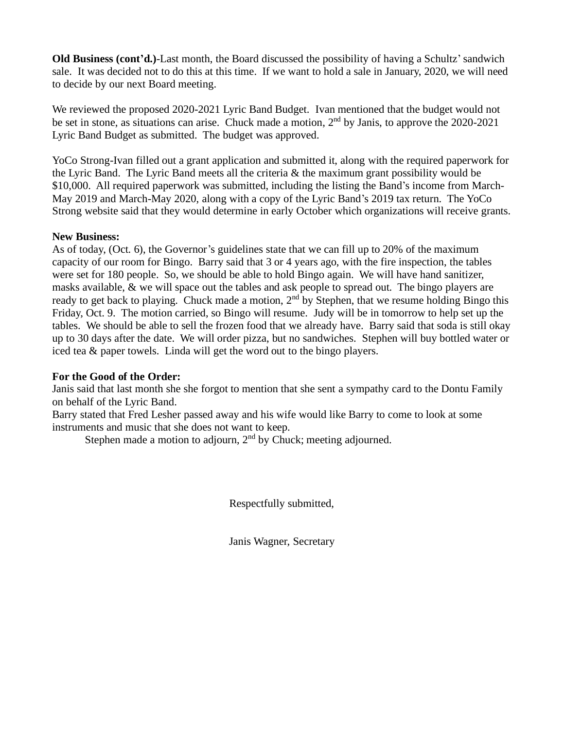**Old Business (cont'd.)**-Last month, the Board discussed the possibility of having a Schultz' sandwich sale. It was decided not to do this at this time. If we want to hold a sale in January, 2020, we will need to decide by our next Board meeting.

We reviewed the proposed 2020-2021 Lyric Band Budget. Ivan mentioned that the budget would not be set in stone, as situations can arise. Chuck made a motion, 2nd by Janis, to approve the 2020-2021 Lyric Band Budget as submitted. The budget was approved.

YoCo Strong-Ivan filled out a grant application and submitted it, along with the required paperwork for the Lyric Band. The Lyric Band meets all the criteria & the maximum grant possibility would be $10,000. All required paperwork was submitted, including the listing the Band's income from March-May 2019 and March-May 2020, along with a copy of the Lyric Band's 2019 tax return. The YoCo Strong website said that they would determine in early October which organizations will receive grants.

**New Business:**

As of today, (Oct. 6), the Governor's guidelines state that we can fill up to 20% of the maximum capacity of our room for Bingo. Barry said that 3 or 4 years ago, with the fire inspection, the tables were set for 180 people. So, we should be able to hold Bingo again. We will have hand sanitizer, masks available, & we will space out the tables and ask people to spread out. The bingo players are ready to get back to playing. Chuck made a motion, 2nd by Stephen, that we resume holding Bingo this Friday, Oct. 9. The motion carried, so Bingo will resume. Judy will be in tomorrow to help set up the tables. We should be able to sell the frozen food that we already have. Barry said that soda is still okay up to 30 days after the date. We will order pizza, but no sandwiches. Stephen will buy bottled water or iced tea & paper towels. Linda will get the word out to the bingo players.

**For the Good of the Order:**

Janis said that last month she she forgot to mention that she sent a sympathy card to the Dontu Family on behalf of the Lyric Band.

Barry stated that Fred Lesher passed away and his wife would like Barry to come to look at some instruments and music that she does not want to keep.

Stephen made a motion to adjourn, 2nd by Chuck; meeting adjourned.

Respectfully submitted,

Janis Wagner, Secretary